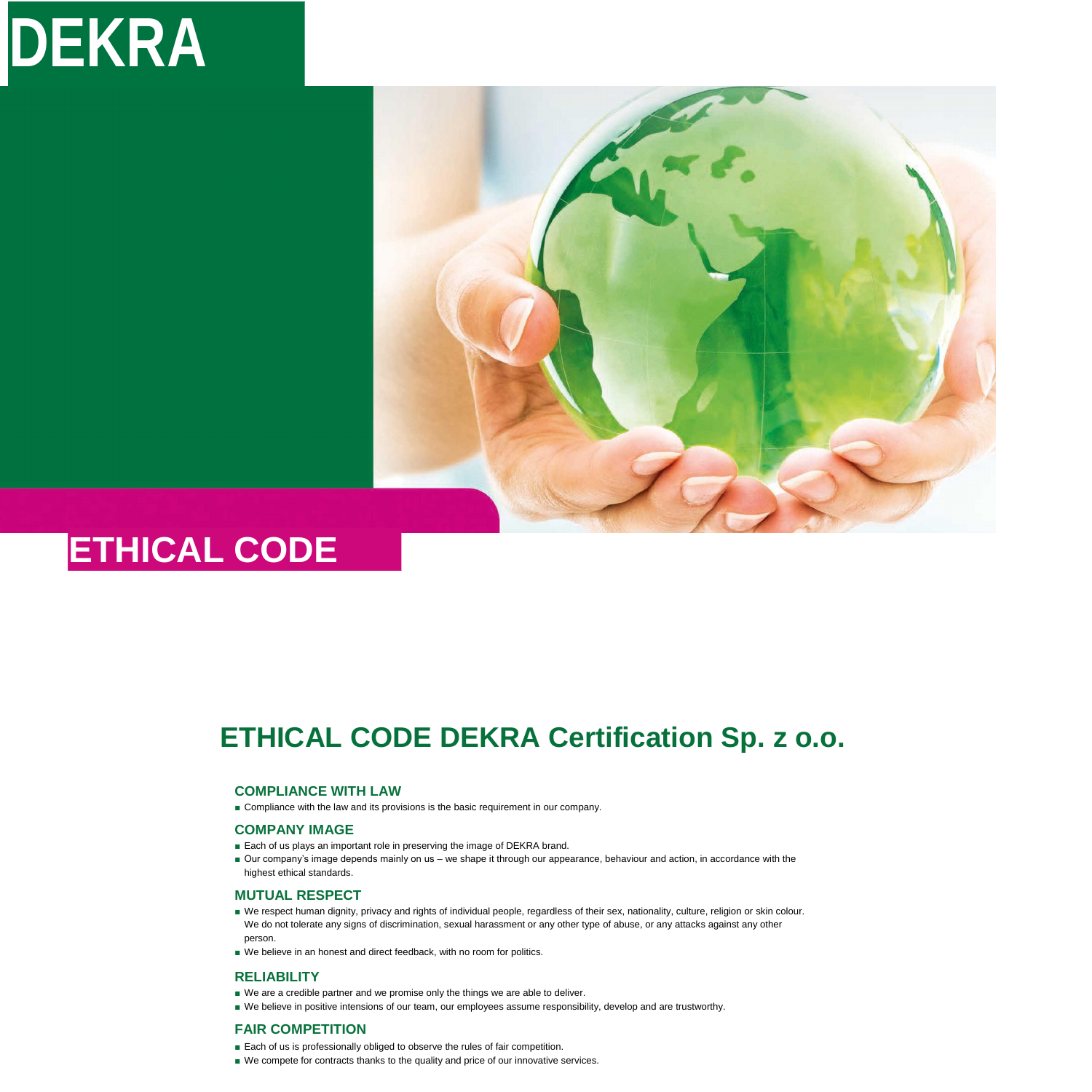DEKRA

# ETHICAL CODE

## ETHICAL CODE DEKRA Certification Sp. z o.o.

### COMPLIANCE WITH LAW

- Compliance with the law and its provisions is the basic requirement in our company.

### COMPANY IMAGE

- Each of us plays an important role in preserving the image of DEKRA brand.
- Our company's image depends mainly on us – we shape it through our appearance, behaviour and action, in accordance with the highest ethical standards.

### MUTUAL RESPECT

- We respect human dignity, privacy and rights of individual people, regardless of their sex, nationality, culture, religion or skin colour. We do not tolerate any signs of discrimination, sexual harassment or any other type of abuse, or any attacks against any other person.
- We believe in an honest and direct feedback, with no room for politics.

### RELIABILITY

- We are a credible partner and we promise only the things we are able to deliver.
- We believe in positive intensions of our team, our employees assume responsibility, develop and are trustworthy.

### FAIR COMPETITION

- Each of us is professionally obliged to observe the rules of fair competition.
- We compete for contracts thanks to the quality and price of our innovative services.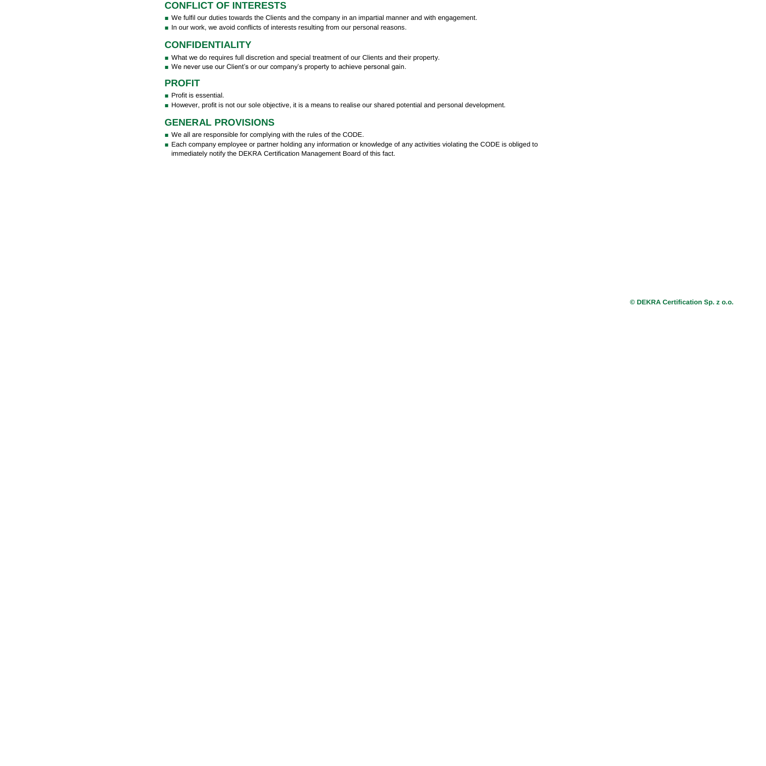## CONFLICT OF INTERESTS

- We fulfil our duties towards the Clients and the company in an impartial manner and with engagement.
- In our work, we avoid conflicts of interests resulting from our personal reasons.

## CONFIDENTIALITY

- What we do requires full discretion and special treatment of our Clients and their property.
- We never use our Client's or our company's property to achieve personal gain.

## PROFIT

- Profit is essential.
- However, profit is not our sole objective, it is a means to realise our shared potential and personal development.

## GENERAL PROVISIONS

- We all are responsible for complying with the rules of the CODE.
- Each company employee or partner holding any information or knowledge of any activities violating the CODE is obliged to immediately notify the DEKRA Certification Management Board of this fact.

**© DEKRA Certification Sp. z o.o.**